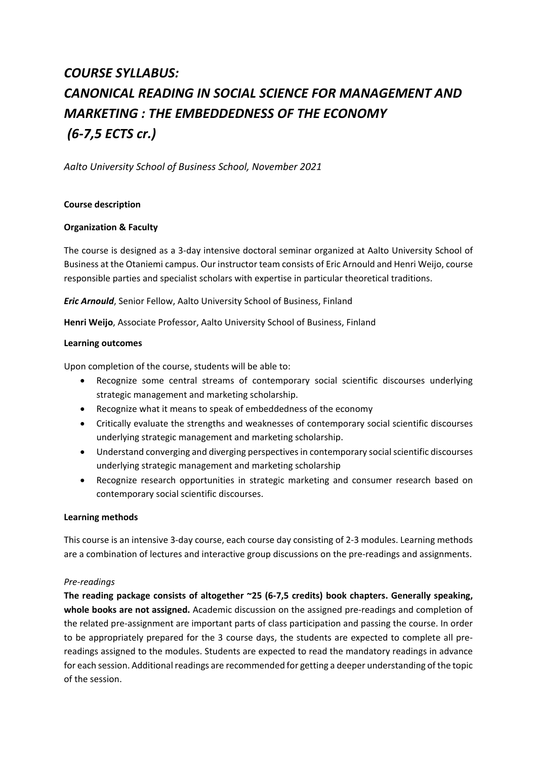# *COURSE SYLLABUS: CANONICAL READING IN SOCIAL SCIENCE FOR MANAGEMENT AND MARKETING : THE EMBEDDEDNESS OF THE ECONOMY (6-7,5 ECTS cr.)*

*Aalto University School of Business School, November 2021*

**Course description**

**Organization & Faculty**

The course is designed as a 3-day intensive doctoral seminar organized at Aalto University School of Business at the Otaniemi campus. Our instructor team consists of Eric Arnould and Henri Weijo, course responsible parties and specialist scholars with expertise in particular theoretical traditions.

***Eric Arnould***, Senior Fellow, Aalto University School of Business, Finland

**Henri Weijo**, Associate Professor, Aalto University School of Business, Finland

**Learning outcomes**

Upon completion of the course, students will be able to:

- Recognize some central streams of contemporary social scientific discourses underlying strategic management and marketing scholarship.
- Recognize what it means to speak of embeddedness of the economy
- Critically evaluate the strengths and weaknesses of contemporary social scientific discourses underlying strategic management and marketing scholarship.
- Understand converging and diverging perspectives in contemporary social scientific discourses underlying strategic management and marketing scholarship
- Recognize research opportunities in strategic marketing and consumer research based on contemporary social scientific discourses.

**Learning methods**

This course is an intensive 3-day course, each course day consisting of 2-3 modules. Learning methods are a combination of lectures and interactive group discussions on the pre-readings and assignments.

*Pre-readings*

**The reading package consists of altogether ~25 (6-7,5 credits) book chapters. Generally speaking, whole books are not assigned.** Academic discussion on the assigned pre-readings and completion of the related pre-assignment are important parts of class participation and passing the course. In order to be appropriately prepared for the 3 course days, the students are expected to complete all pre-readings assigned to the modules. Students are expected to read the mandatory readings in advance for each session. Additional readings are recommended for getting a deeper understanding of the topic of the session.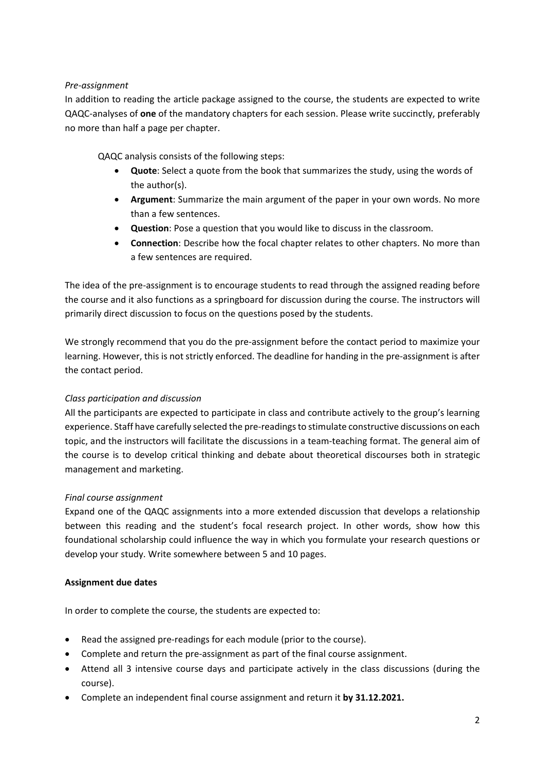*Pre-assignment*

In addition to reading the article package assigned to the course, the students are expected to write QAQC-analyses of **one** of the mandatory chapters for each session. Please write succinctly, preferably no more than half a page per chapter.

QAQC analysis consists of the following steps:

- **Quote**: Select a quote from the book that summarizes the study, using the words of the author(s).
- **Argument**: Summarize the main argument of the paper in your own words. No more than a few sentences.
- **Question**: Pose a question that you would like to discuss in the classroom.
- **Connection**: Describe how the focal chapter relates to other chapters. No more than a few sentences are required.

The idea of the pre-assignment is to encourage students to read through the assigned reading before the course and it also functions as a springboard for discussion during the course. The instructors will primarily direct discussion to focus on the questions posed by the students.

We strongly recommend that you do the pre-assignment before the contact period to maximize your learning. However, this is not strictly enforced. The deadline for handing in the pre-assignment is after the contact period.

*Class participation and discussion*

All the participants are expected to participate in class and contribute actively to the group's learning experience. Staff have carefully selected the pre-readings to stimulate constructive discussions on each topic, and the instructors will facilitate the discussions in a team-teaching format. The general aim of the course is to develop critical thinking and debate about theoretical discourses both in strategic management and marketing.

*Final course assignment*

Expand one of the QAQC assignments into a more extended discussion that develops a relationship between this reading and the student's focal research project. In other words, show how this foundational scholarship could influence the way in which you formulate your research questions or develop your study. Write somewhere between 5 and 10 pages.

**Assignment due dates**

In order to complete the course, the students are expected to:

- Read the assigned pre-readings for each module (prior to the course).
- Complete and return the pre-assignment as part of the final course assignment.
- Attend all 3 intensive course days and participate actively in the class discussions (during the course).
- Complete an independent final course assignment and return it **by 31.12.2021.**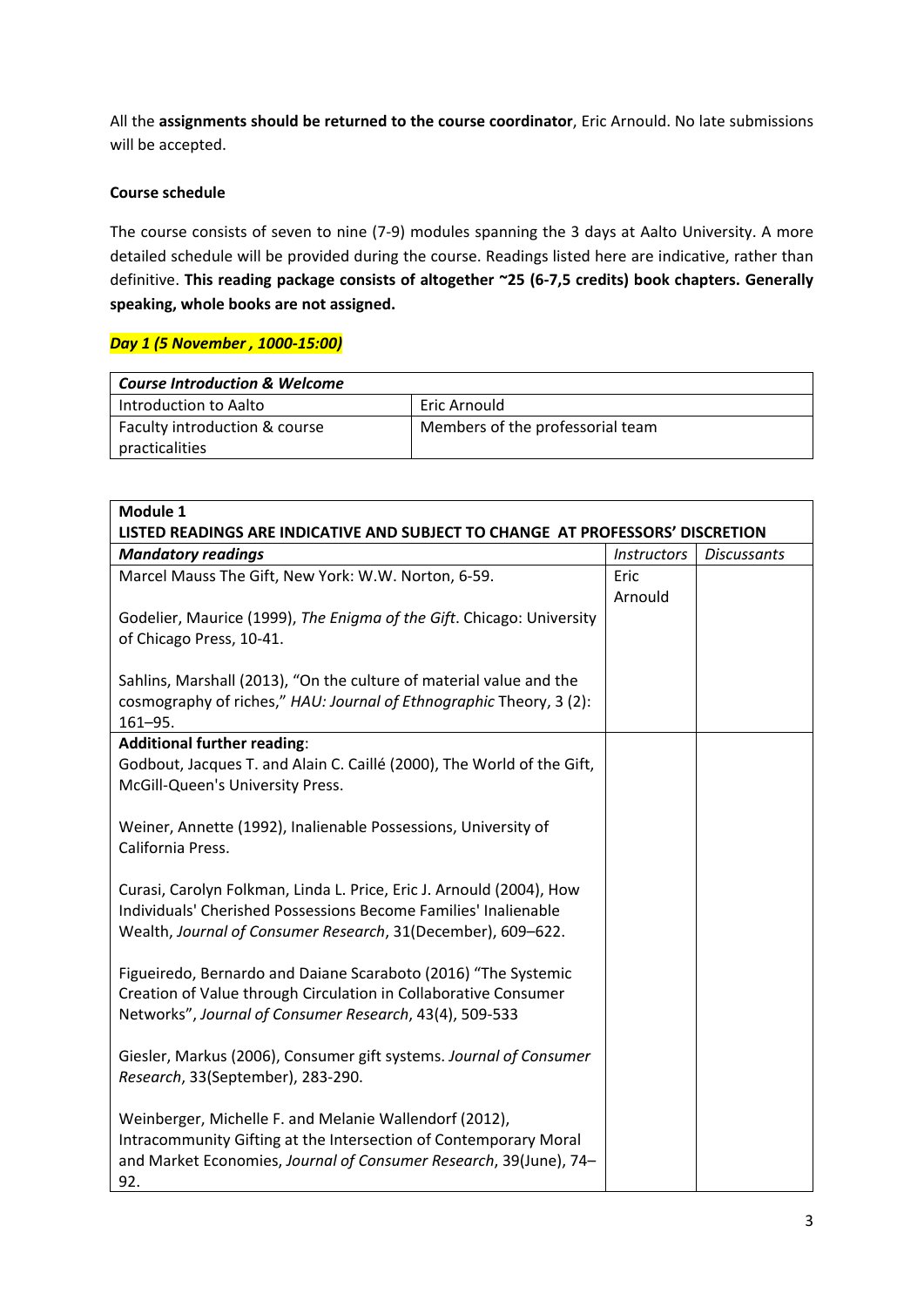All the **assignments should be returned to the course coordinator**, Eric Arnould. No late submissions will be accepted.

**Course schedule**

The course consists of seven to nine (7-9) modules spanning the 3 days at Aalto University. A more detailed schedule will be provided during the course. Readings listed here are indicative, rather than definitive. **This reading package consists of altogether ~25 (6-7,5 credits) book chapters. Generally speaking, whole books are not assigned.**

***Day 1 (5 November , 1000-15:00)***

| ***Course Introduction & Welcome*** | |
|---|---|
| Introduction to Aalto | Eric Arnould |
| Faculty introduction & course practicalities | Members of the professorial team |

| **Module 1**<br>**LISTED READINGS ARE INDICATIVE AND SUBJECT TO CHANGE AT PROFESSORS' DISCRETION** | | |
|---|---|---|
| ***Mandatory readings*** | *Instructors* | *Discussants* |
| Marcel Mauss The Gift, New York: W.W. Norton, 6-59.<br><br>Godelier, Maurice (1999), *The Enigma of the Gift*. Chicago: University of Chicago Press, 10-41.<br><br>Sahlins, Marshall (2013), "On the culture of material value and the cosmography of riches," *HAU: Journal of Ethnographic* Theory, 3 (2): 161–95. | Eric Arnould | |
| **Additional further reading**:<br>Godbout, Jacques T. and Alain C. Caillé (2000), The World of the Gift, McGill-Queen's University Press.<br><br>Weiner, Annette (1992), Inalienable Possessions, University of California Press.<br><br>Curasi, Carolyn Folkman, Linda L. Price, Eric J. Arnould (2004), How Individuals' Cherished Possessions Become Families' Inalienable Wealth, *Journal of Consumer Research*, 31(December), 609–622.<br><br>Figueiredo, Bernardo and Daiane Scaraboto (2016) "The Systemic Creation of Value through Circulation in Collaborative Consumer Networks", *Journal of Consumer Research*, 43(4), 509-533<br><br>Giesler, Markus (2006), Consumer gift systems. *Journal of Consumer Research*, 33(September), 283-290.<br><br>Weinberger, Michelle F. and Melanie Wallendorf (2012), Intracommunity Gifting at the Intersection of Contemporary Moral and Market Economies, *Journal of Consumer Research*, 39(June), 74–92. | | |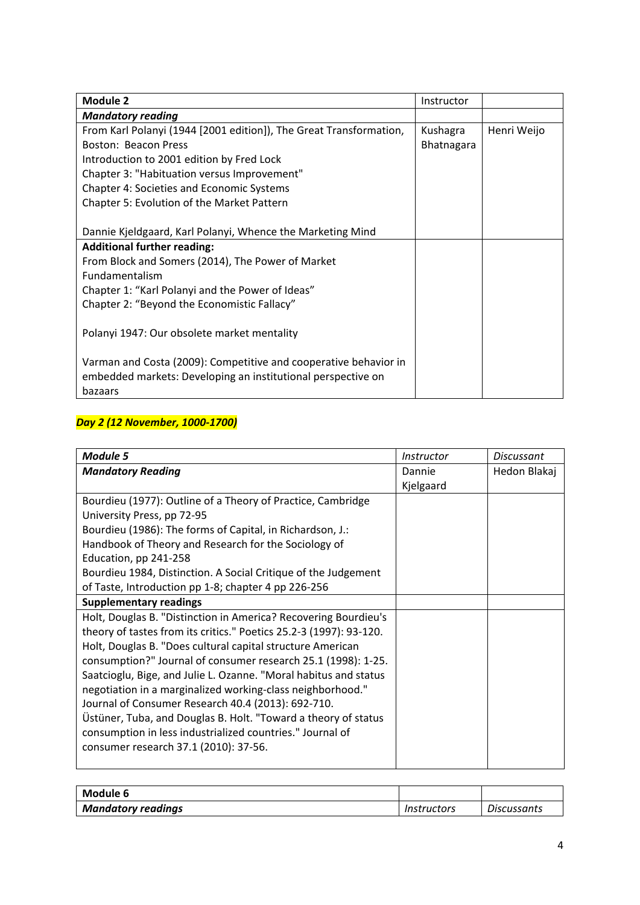| **Module 2** | Instructor | |
| --- | --- | --- |
| ***Mandatory reading*** | | |
| From Karl Polanyi (1944 [2001 edition]), The Great Transformation, Boston: Beacon Press<br>Introduction to 2001 edition by Fred Lock<br>Chapter 3: "Habituation versus Improvement"<br>Chapter 4: Societies and Economic Systems<br>Chapter 5: Evolution of the Market Pattern<br><br>Dannie Kjeldgaard, Karl Polanyi, Whence the Marketing Mind | Kushagra Bhatnagara | Henri Weijo |
| **Additional further reading:**<br>From Block and Somers (2014), The Power of Market Fundamentalism<br>Chapter 1: "Karl Polanyi and the Power of Ideas"<br>Chapter 2: "Beyond the Economistic Fallacy"<br><br>Polanyi 1947: Our obsolete market mentality<br><br>Varman and Costa (2009): Competitive and cooperative behavior in embedded markets: Developing an institutional perspective on bazaars | | |

***Day 2 (12 November, 1000-1700)***

| ***Module 5*** | *Instructor* | *Discussant* |
| --- | --- | --- |
| ***Mandatory Reading*** | Dannie Kjelgaard | Hedon Blakaj |
| Bourdieu (1977): Outline of a Theory of Practice, Cambridge University Press, pp 72-95<br>Bourdieu (1986): The forms of Capital, in Richardson, J.: Handbook of Theory and Research for the Sociology of Education, pp 241-258<br>Bourdieu 1984, Distinction. A Social Critique of the Judgement of Taste, Introduction pp 1-8; chapter 4 pp 226-256 | | |
| **Supplementary readings** | | |
| Holt, Douglas B. "Distinction in America? Recovering Bourdieu's theory of tastes from its critics." Poetics 25.2-3 (1997): 93-120.<br>Holt, Douglas B. "Does cultural capital structure American consumption?" Journal of consumer research 25.1 (1998): 1-25.<br>Saatcioglu, Bige, and Julie L. Ozanne. "Moral habitus and status negotiation in a marginalized working-class neighborhood." Journal of Consumer Research 40.4 (2013): 692-710.<br>Üstüner, Tuba, and Douglas B. Holt. "Toward a theory of status consumption in less industrialized countries." Journal of consumer research 37.1 (2010): 37-56. | | |

| **Module 6** | | |
| --- | --- | --- |
| ***Mandatory readings*** | *Instructors* | *Discussants* |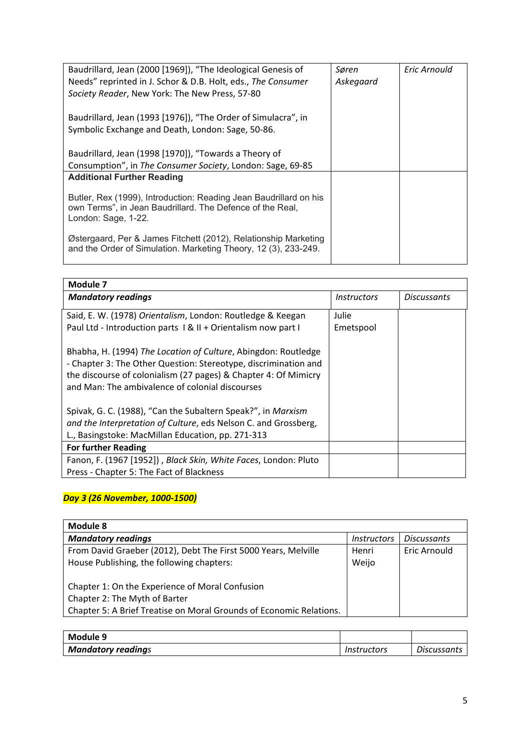| | | |
|---|---|---|
| Baudrillard, Jean (2000 [1969]), "The Ideological Genesis of Needs" reprinted in J. Schor & D.B. Holt, eds., *The Consumer Society Reader*, New York: The New Press, 57-80<br><br>Baudrillard, Jean (1993 [1976]), "The Order of Simulacra", in Symbolic Exchange and Death, London: Sage, 50-86.<br><br>Baudrillard, Jean (1998 [1970]), "Towards a Theory of Consumption", in *The Consumer Society*, London: Sage, 69-85 | *Søren Askegaard* | *Eric Arnould* |
| **Additional Further Reading** | | |
| Butler, Rex (1999), Introduction: Reading Jean Baudrillard on his own Terms", in Jean Baudrillard. The Defence of the Real, London: Sage, 1-22.<br><br>Østergaard, Per & James Fitchett (2012), Relationship Marketing and the Order of Simulation. Marketing Theory, 12 (3), 233-249. | | |

| **Module 7** | | |
|---|---|---|
| ***Mandatory readings*** | *Instructors* | *Discussants* |
| Said, E. W. (1978) *Orientalism*, London: Routledge & Keegan Paul Ltd - Introduction parts I & II + Orientalism now part I<br><br>Bhabha, H. (1994) *The Location of Culture*, Abingdon: Routledge - Chapter 3: The Other Question: Stereotype, discrimination and the discourse of colonialism (27 pages) & Chapter 4: Of Mimicry and Man: The ambivalence of colonial discourses<br><br>Spivak, G. C. (1988), "Can the Subaltern Speak?", in *Marxism and the Interpretation of Culture*, eds Nelson C. and Grossberg, L., Basingstoke: MacMillan Education, pp. 271-313 | Julie Emetspool | |
| **For further Reading** | | |
| Fanon, F. (1967 [1952]) , *Black Skin, White Faces*, London: Pluto Press - Chapter 5: The Fact of Blackness | | |

***Day 3 (26 November, 1000-1500)***

| **Module 8** | | |
|---|---|---|
| ***Mandatory readings*** | *Instructors* | *Discussants* |
| From David Graeber (2012), Debt The First 5000 Years, Melville House Publishing, the following chapters:<br><br>Chapter 1: On the Experience of Moral Confusion<br>Chapter 2: The Myth of Barter<br>Chapter 5: A Brief Treatise on Moral Grounds of Economic Relations. | Henri Weijo | Eric Arnould |

| **Module 9** | | |
|---|---|---|
| ***Mandatory readings*** | *Instructors* | *Discussants* |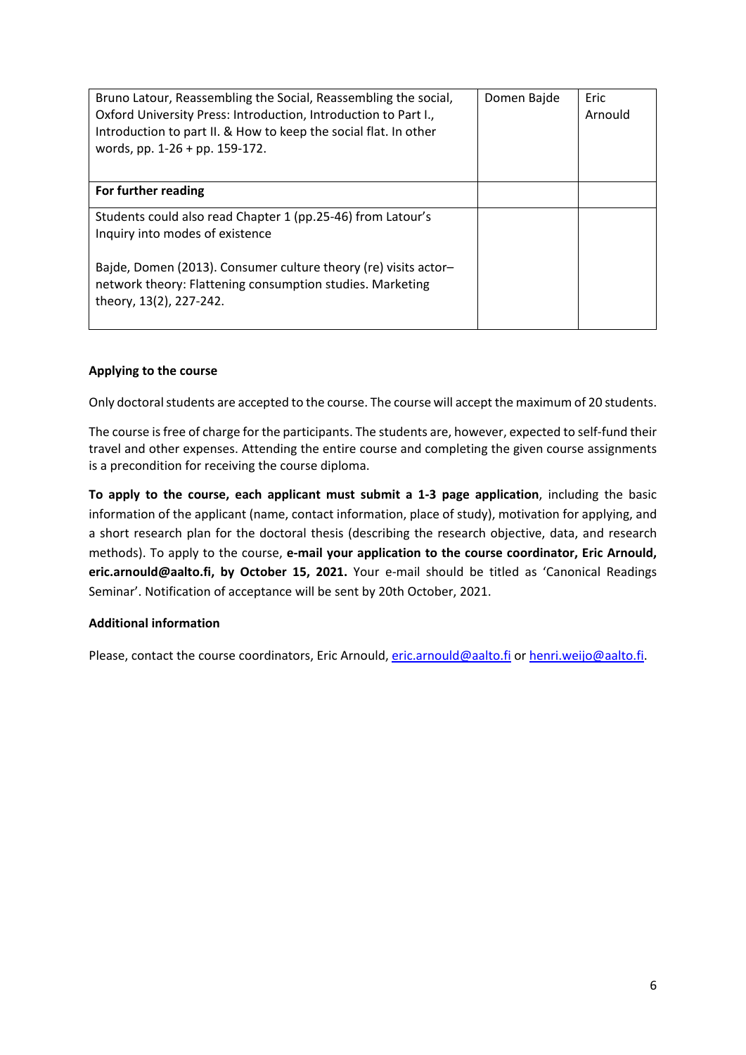| | | |
|---|---|---|
| Bruno Latour, Reassembling the Social, Reassembling the social, Oxford University Press: Introduction, Introduction to Part I., Introduction to part II. & How to keep the social flat. In other words, pp. 1-26 + pp. 159-172. | Domen Bajde | Eric Arnould |
| **For further reading** | | |
| Students could also read Chapter 1 (pp.25-46) from Latour's Inquiry into modes of existence<br><br>Bajde, Domen (2013). Consumer culture theory (re) visits actor–network theory: Flattening consumption studies. Marketing theory, 13(2), 227-242. | | |

**Applying to the course**

Only doctoral students are accepted to the course. The course will accept the maximum of 20 students.

The course is free of charge for the participants. The students are, however, expected to self-fund their travel and other expenses. Attending the entire course and completing the given course assignments is a precondition for receiving the course diploma.

**To apply to the course, each applicant must submit a 1-3 page application**, including the basic information of the applicant (name, contact information, place of study), motivation for applying, and a short research plan for the doctoral thesis (describing the research objective, data, and research methods). To apply to the course, **e-mail your application to the course coordinator, Eric Arnould, eric.arnould@aalto.fi, by October 15, 2021.** Your e-mail should be titled as 'Canonical Readings Seminar'. Notification of acceptance will be sent by 20th October, 2021.

**Additional information**

Please, contact the course coordinators, Eric Arnould, eric.arnould@aalto.fi or henri.weijo@aalto.fi.